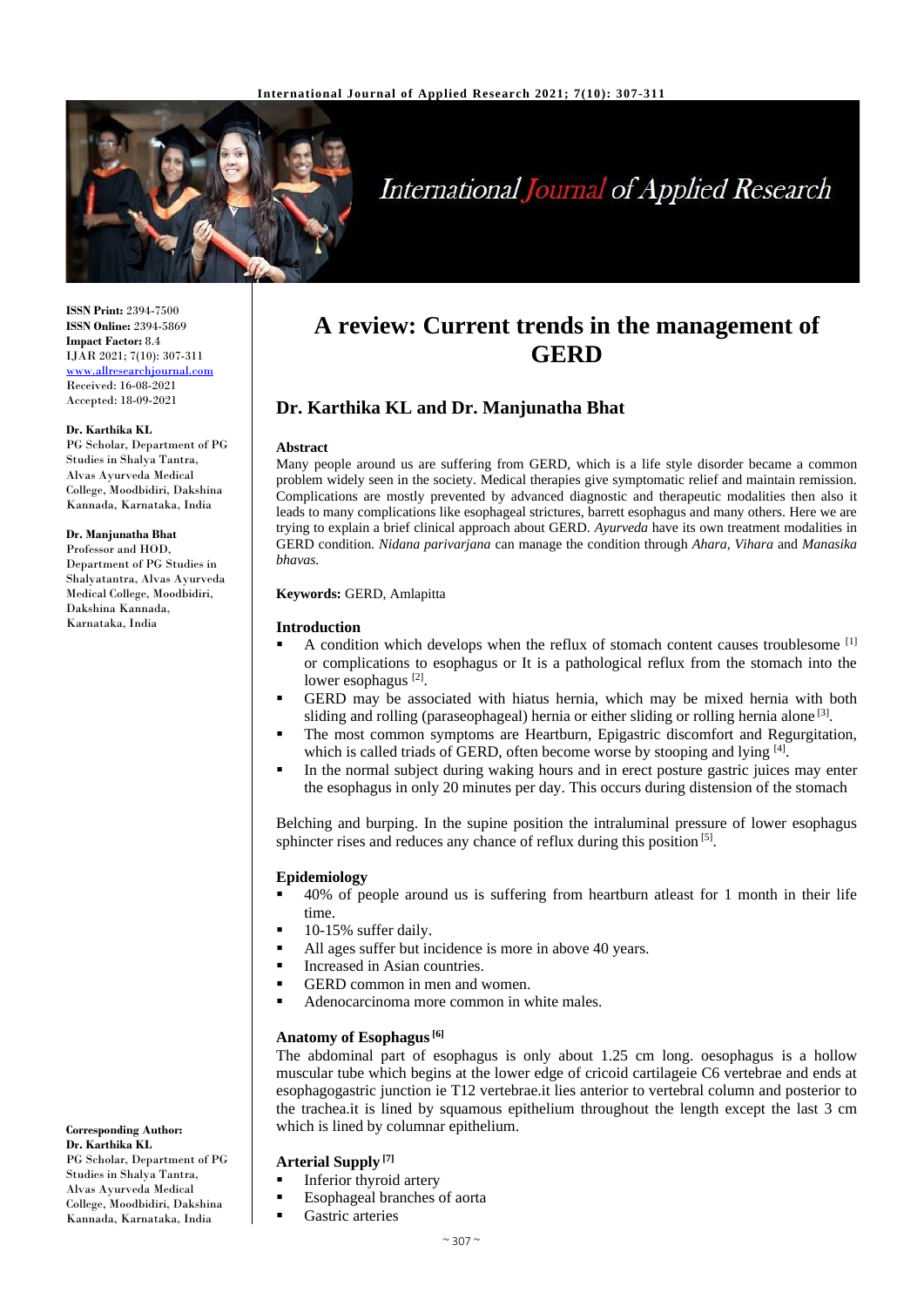**ISSN Print:** 2394-7500
**ISSN Online:** 2394-5869
**Impact Factor:** 8.4
IJAR 2021; 7(10): 307-311
www.allresearchjournal.com
Received: 16-08-2021
Accepted: 18-09-2021

**Dr. Karthika KL**
PG Scholar, Department of PG Studies in Shalya Tantra, Alvas Ayurveda Medical College, Moodbidiri, Dakshina Kannada, Karnataka, India

**Dr. Manjunatha Bhat**
Professor and HOD, Department of PG Studies in Shalyatantra, Alvas Ayurveda Medical College, Moodbidiri, Dakshina Kannada, Karnataka, India

**Corresponding Author:**
**Dr. Karthika KL**
PG Scholar, Department of PG Studies in Shalya Tantra, Alvas Ayurveda Medical College, Moodbidiri, Dakshina Kannada, Karnataka, India

# A review: Current trends in the management of GERD

## Dr. Karthika KL and Dr. Manjunatha Bhat

### Abstract

Many people around us are suffering from GERD, which is a life style disorder became a common problem widely seen in the society. Medical therapies give symptomatic relief and maintain remission. Complications are mostly prevented by advanced diagnostic and therapeutic modalities then also it leads to many complications like esophageal strictures, barrett esophagus and many others. Here we are trying to explain a brief clinical approach about GERD. *Ayurveda* have its own treatment modalities in GERD condition. *Nidana parivarjana* can manage the condition through *Ahara, Vihara* and *Manasika bhavas.*

**Keywords:** GERD, Amlapitta

### Introduction

- A condition which develops when the reflux of stomach content causes troublesome [1] or complications to esophagus or It is a pathological reflux from the stomach into the lower esophagus [2].
- GERD may be associated with hiatus hernia, which may be mixed hernia with both sliding and rolling (paraseophageal) hernia or either sliding or rolling hernia alone [3].
- The most common symptoms are Heartburn, Epigastric discomfort and Regurgitation, which is called triads of GERD, often become worse by stooping and lying [4].
- In the normal subject during waking hours and in erect posture gastric juices may enter the esophagus in only 20 minutes per day. This occurs during distension of the stomach

Belching and burping. In the supine position the intraluminal pressure of lower esophagus sphincter rises and reduces any chance of reflux during this position [5].

### Epidemiology

- 40% of people around us is suffering from heartburn atleast for 1 month in their life time.
- 10-15% suffer daily.
- All ages suffer but incidence is more in above 40 years.
- Increased in Asian countries.
- GERD common in men and women.
- Adenocarcinoma more common in white males.

### Anatomy of Esophagus [6]

The abdominal part of esophagus is only about 1.25 cm long. oesophagus is a hollow muscular tube which begins at the lower edge of cricoid cartilageie C6 vertebrae and ends at esophagogastric junction ie T12 vertebrae.it lies anterior to vertebral column and posterior to the trachea.it is lined by squamous epithelium throughout the length except the last 3 cm which is lined by columnar epithelium.

### Arterial Supply [7]

- Inferior thyroid artery
- Esophageal branches of aorta
- Gastric arteries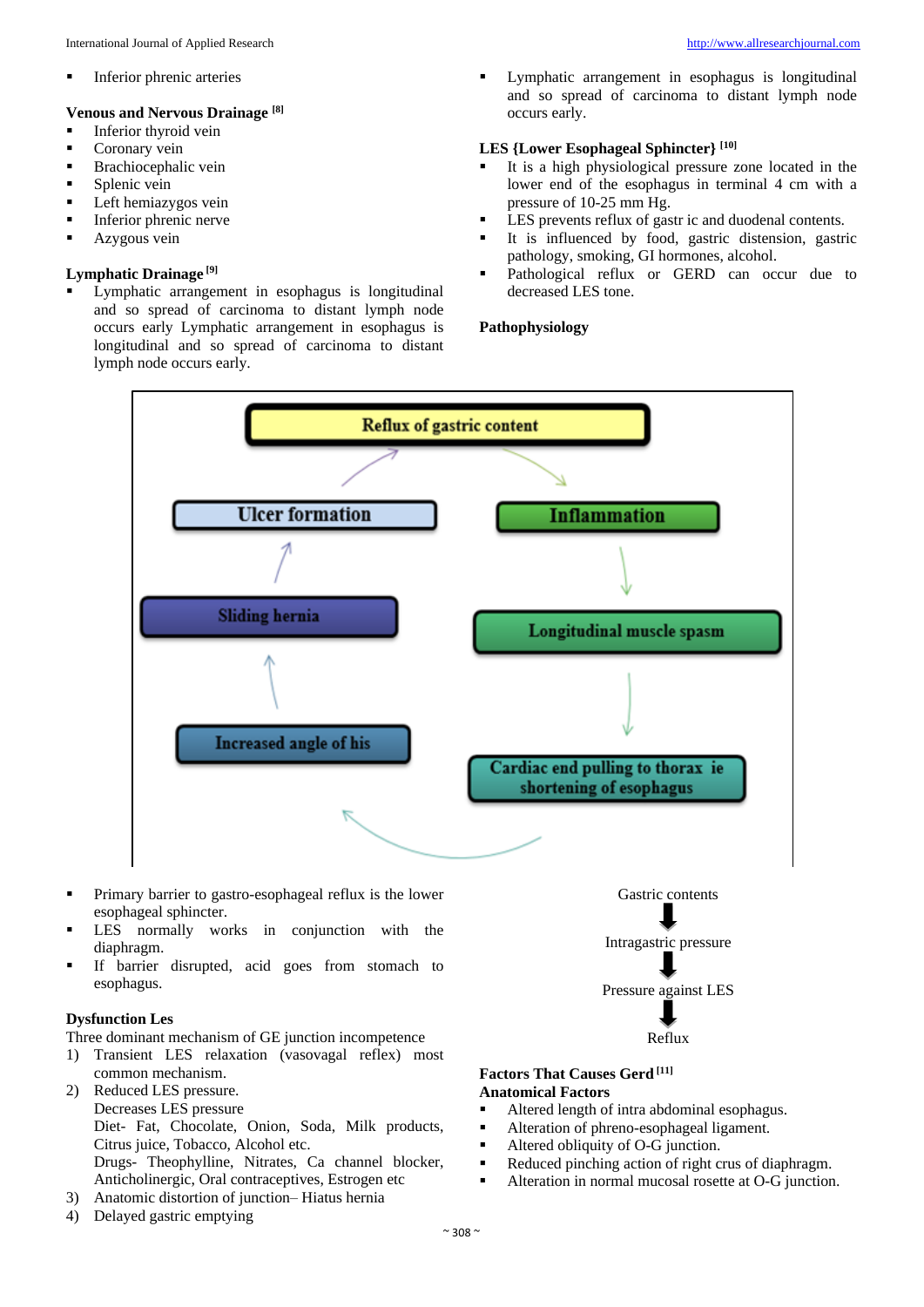- Inferior phrenic arteries

**Venous and Nervous Drainage [8]**

- Inferior thyroid vein
- Coronary vein
- Brachiocephalic vein
- Splenic vein
- Left hemiazygos vein
- Inferior phrenic nerve
- Azygous vein

**Lymphatic Drainage [9]**

- Lymphatic arrangement in esophagus is longitudinal and so spread of carcinoma to distant lymph node occurs early Lymphatic arrangement in esophagus is longitudinal and so spread of carcinoma to distant lymph node occurs early.
- Lymphatic arrangement in esophagus is longitudinal and so spread of carcinoma to distant lymph node occurs early.

**LES {Lower Esophageal Sphincter} [10]**

- It is a high physiological pressure zone located in the lower end of the esophagus in terminal 4 cm with a pressure of 10-25 mm Hg.
- LES prevents reflux of gastr ic and duodenal contents.
- It is influenced by food, gastric distension, gastric pathology, smoking, GI hormones, alcohol.
- Pathological reflux or GERD can occur due to decreased LES tone.

**Pathophysiology**

Reflux of gastric content
Inflammation
Longitudinal muscle spasm
Cardiac end pulling to thorax ie shortening of esophagus
Increased angle of his
Sliding hernia
Ulcer formation

- Primary barrier to gastro-esophageal reflux is the lower esophageal sphincter.
- LES normally works in conjunction with the diaphragm.
- If barrier disrupted, acid goes from stomach to esophagus.

**Dysfunction Les**

Three dominant mechanism of GE junction incompetence

1) Transient LES relaxation (vasovagal reflex) most common mechanism.
2) Reduced LES pressure.
   Decreases LES pressure
   Diet- Fat, Chocolate, Onion, Soda, Milk products, Citrus juice, Tobacco, Alcohol etc.
   Drugs- Theophylline, Nitrates, Ca channel blocker, Anticholinergic, Oral contraceptives, Estrogen etc
3) Anatomic distortion of junction– Hiatus hernia
4) Delayed gastric emptying

Gastric contents
↓
Intragastric pressure
↓
Pressure against LES
↓
Reflux

**Factors That Causes Gerd [11]**

**Anatomical Factors**

- Altered length of intra abdominal esophagus.
- Alteration of phreno-esophageal ligament.
- Altered obliquity of O-G junction.
- Reduced pinching action of right crus of diaphragm.
- Alteration in normal mucosal rosette at O-G junction.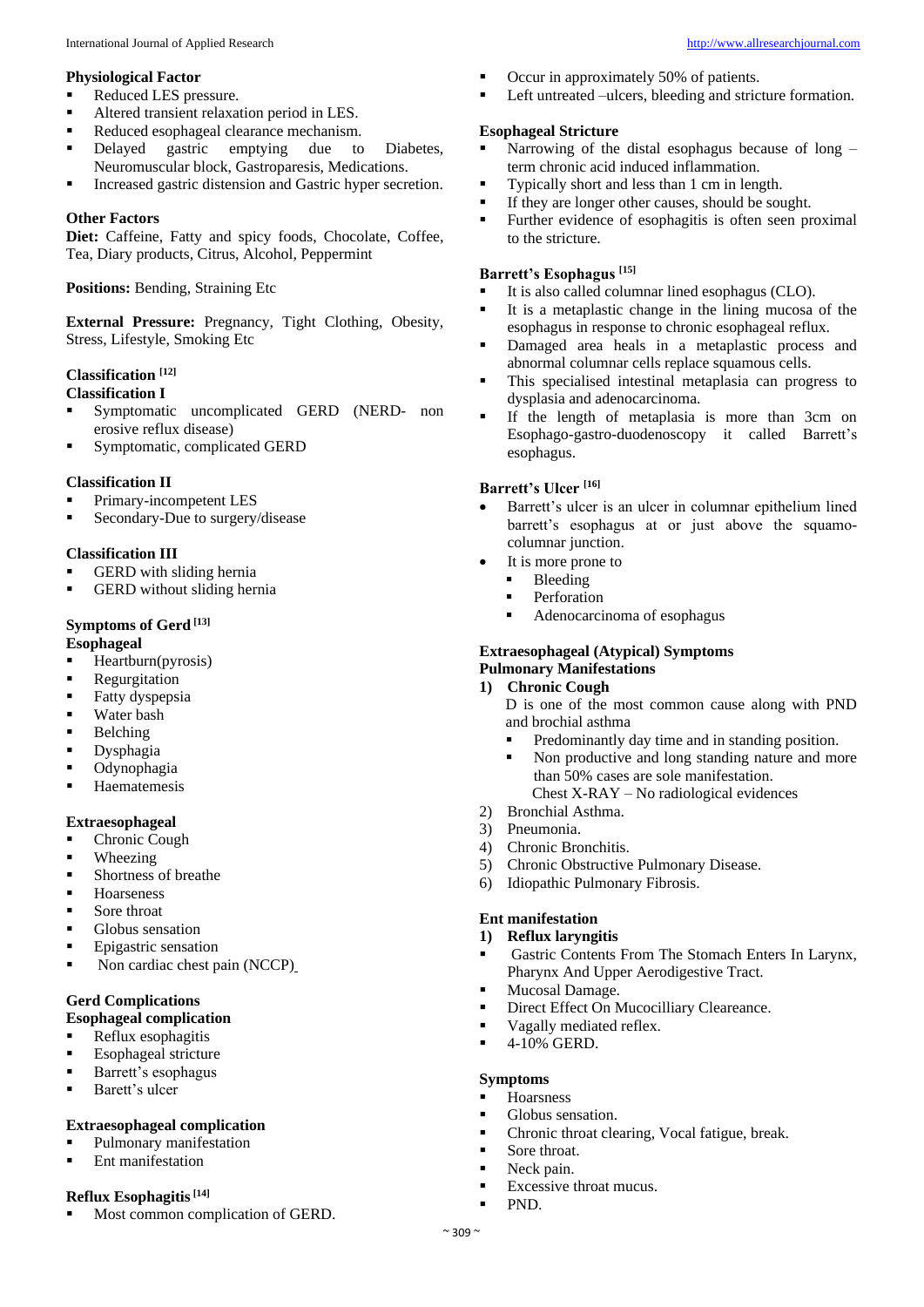### Physiological Factor

- Reduced LES pressure.
- Altered transient relaxation period in LES.
- Reduced esophageal clearance mechanism.
- Delayed gastric emptying due to Diabetes, Neuromuscular block, Gastroparesis, Medications.
- Increased gastric distension and Gastric hyper secretion.

### Other Factors

**Diet:** Caffeine, Fatty and spicy foods, Chocolate, Coffee, Tea, Diary products, Citrus, Alcohol, Peppermint

**Positions:** Bending, Straining Etc

**External Pressure:** Pregnancy, Tight Clothing, Obesity, Stress, Lifestyle, Smoking Etc

### Classification [12]

**Classification I**

- Symptomatic uncomplicated GERD (NERD- non erosive reflux disease)
- Symptomatic, complicated GERD

**Classification II**

- Primary-incompetent LES
- Secondary-Due to surgery/disease

**Classification III**

- GERD with sliding hernia
- GERD without sliding hernia

### Symptoms of Gerd [13]

**Esophageal**

- Heartburn(pyrosis)
- Regurgitation
- Fatty dyspepsia
- Water bash
- Belching
- Dysphagia
- Odynophagia
- Haematemesis

**Extraesophageal**

- Chronic Cough
- Wheezing
- Shortness of breathe
- Hoarseness
- Sore throat
- Globus sensation
- Epigastric sensation
- Non cardiac chest pain (NCCP)

### Gerd Complications

**Esophageal complication**

- Reflux esophagitis
- Esophageal stricture
- Barrett's esophagus
- Barett's ulcer

**Extraesophageal complication**

- Pulmonary manifestation
- Ent manifestation

### Reflux Esophagitis [14]

- Most common complication of GERD.
- Occur in approximately 50% of patients.
- Left untreated –ulcers, bleeding and stricture formation.

### Esophageal Stricture

- Narrowing of the distal esophagus because of long – term chronic acid induced inflammation.
- Typically short and less than 1 cm in length.
- If they are longer other causes, should be sought.
- Further evidence of esophagitis is often seen proximal to the stricture.

### Barrett's Esophagus [15]

- It is also called columnar lined esophagus (CLO).
- It is a metaplastic change in the lining mucosa of the esophagus in response to chronic esophageal reflux.
- Damaged area heals in a metaplastic process and abnormal columnar cells replace squamous cells.
- This specialised intestinal metaplasia can progress to dysplasia and adenocarcinoma.
- If the length of metaplasia is more than 3cm on Esophago-gastro-duodenoscopy it called Barrett's esophagus.

### Barrett's Ulcer [16]

- Barrett's ulcer is an ulcer in columnar epithelium lined barrett's esophagus at or just above the squamo-columnar junction.
- It is more prone to
  - Bleeding
  - Perforation
  - Adenocarcinoma of esophagus

### Extraesophageal (Atypical) Symptoms

**Pulmonary Manifestations**

1) **Chronic Cough**

   D is one of the most common cause along with PND and brochial asthma

   - Predominantly day time and in standing position.
   - Non productive and long standing nature and more than 50% cases are sole manifestation.

   Chest X-RAY – No radiological evidences

2) Bronchial Asthma.
3) Pneumonia.
4) Chronic Bronchitis.
5) Chronic Obstructive Pulmonary Disease.
6) Idiopathic Pulmonary Fibrosis.

### Ent manifestation

1) **Reflux laryngitis**

- Gastric Contents From The Stomach Enters In Larynx, Pharynx And Upper Aerodigestive Tract.
- Mucosal Damage.
- Direct Effect On Mucocilliary Cleareance.
- Vagally mediated reflex.
- 4-10% GERD.

### Symptoms

- Hoarsness
- Globus sensation.
- Chronic throat clearing, Vocal fatigue, break.
- Sore throat.
- Neck pain.
- Excessive throat mucus.
- PND.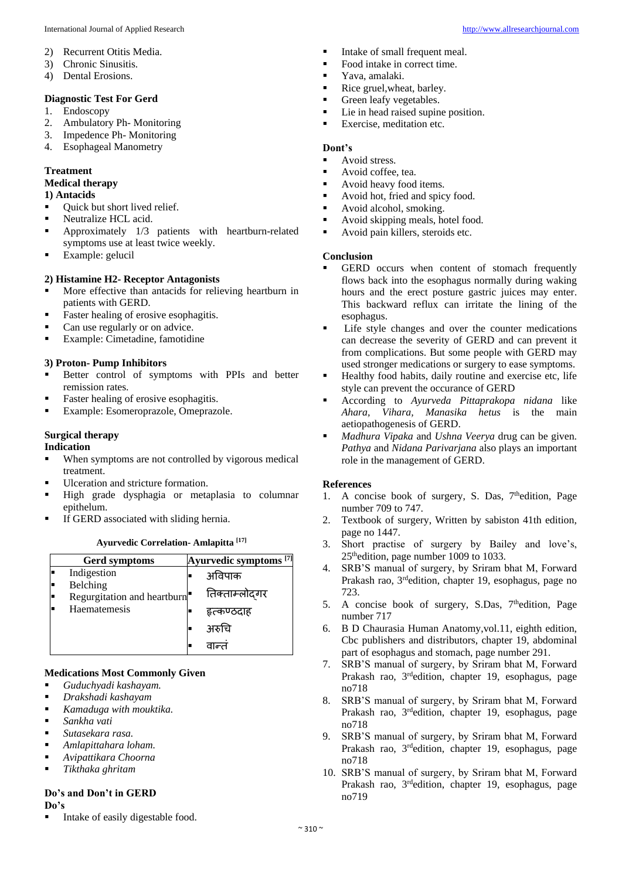2) Recurrent Otitis Media.
3) Chronic Sinusitis.
4) Dental Erosions.

### Diagnostic Test For Gerd

1. Endoscopy
2. Ambulatory Ph- Monitoring
3. Impedence Ph- Monitoring
4. Esophageal Manometry

### Treatment

#### Medical therapy

**1) Antacids**

- Quick but short lived relief.
- Neutralize HCL acid.
- Approximately 1/3 patients with heartburn-related symptoms use at least twice weekly.
- Example: gelucil

**2) Histamine H2- Receptor Antagonists**

- More effective than antacids for relieving heartburn in patients with GERD.
- Faster healing of erosive esophagitis.
- Can use regularly or on advice.
- Example: Cimetadine, famotidine

**3) Proton- Pump Inhibitors**

- Better control of symptoms with PPIs and better remission rates.
- Faster healing of erosive esophagitis.
- Example: Esomeroprazole, Omeprazole.

#### Surgical therapy

**Indication**

- When symptoms are not controlled by vigorous medical treatment.
- Ulceration and stricture formation.
- High grade dysphagia or metaplasia to columnar epithelium.
- If GERD associated with sliding hernia.

**Ayurvedic Correlation- Amlapitta [17]**

| Gerd symptoms | Ayurvedic symptoms [7] |
|---|---|
| ▪ Indigestion | ▪ अविपाक |
| ▪ Belching | ▪ तिक्ताम्लोद्गर |
| ▪ Regurgitation and heartburn | ▪ हृत्कण्ठदाह |
| ▪ Haematemesis | ▪ अरुचि |
| | ▪ वान्तं |

### Medications Most Commonly Given

- *Guduchyadi kashayam.*
- *Drakshadi kashayam*
- *Kamaduga with mouktika.*
- *Sankha vati*
- *Sutasekara rasa.*
- *Amlapittahara loham.*
- *Avipattikara Choorna*
- *Tikthaka ghritam*

### Do's and Don't in GERD

**Do's**

- Intake of easily digestable food.
- Intake of small frequent meal.
- Food intake in correct time.
- Yava, amalaki.
- Rice gruel,wheat, barley.
- Green leafy vegetables.
- Lie in head raised supine position.
- Exercise, meditation etc.

**Dont's**

- Avoid stress.
- Avoid coffee, tea.
- Avoid heavy food items.
- Avoid hot, fried and spicy food.
- Avoid alcohol, smoking.
- Avoid skipping meals, hotel food.
- Avoid pain killers, steroids etc.

### Conclusion

- GERD occurs when content of stomach frequently flows back into the esophagus normally during waking hours and the erect posture gastric juices may enter. This backward reflux can irritate the lining of the esophagus.
- Life style changes and over the counter medications can decrease the severity of GERD and can prevent it from complications. But some people with GERD may used stronger medications or surgery to ease symptoms.
- Healthy food habits, daily routine and exercise etc, life style can prevent the occurance of GERD
- According to *Ayurveda Pittaprakopa nidana* like *Ahara, Vihara, Manasika hetus* is the main aetiopathogenesis of GERD.
- *Madhura Vipaka* and *Ushna Veerya* drug can be given. *Pathya* and *Nidana Parivarjana* also plays an important role in the management of GERD.

### References

1. A concise book of surgery, S. Das, 7thedition, Page number 709 to 747.
2. Textbook of surgery, Written by sabiston 41th edition, page no 1447.
3. Short practise of surgery by Bailey and love's, 25thedition, page number 1009 to 1033.
4. SRB'S manual of surgery, by Sriram bhat M, Forward Prakash rao, 3rdedition, chapter 19, esophagus, page no 723.
5. A concise book of surgery, S.Das, 7thedition, Page number 717
6. B D Chaurasia Human Anatomy,vol.11, eighth edition, Cbc publishers and distributors, chapter 19, abdominal part of esophagus and stomach, page number 291.
7. SRB'S manual of surgery, by Sriram bhat M, Forward Prakash rao, 3rdedition, chapter 19, esophagus, page no718
8. SRB'S manual of surgery, by Sriram bhat M, Forward Prakash rao, 3rdedition, chapter 19, esophagus, page no718
9. SRB'S manual of surgery, by Sriram bhat M, Forward Prakash rao, 3rdedition, chapter 19, esophagus, page no718
10. SRB'S manual of surgery, by Sriram bhat M, Forward Prakash rao, 3rdedition, chapter 19, esophagus, page no719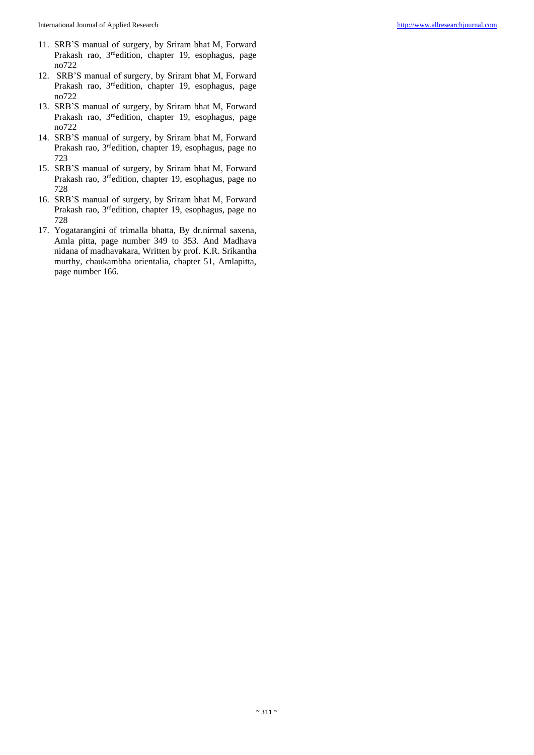11. SRB'S manual of surgery, by Sriram bhat M, Forward Prakash rao, 3rdedition, chapter 19, esophagus, page no722
12. SRB'S manual of surgery, by Sriram bhat M, Forward Prakash rao, 3rdedition, chapter 19, esophagus, page no722
13. SRB'S manual of surgery, by Sriram bhat M, Forward Prakash rao, 3rdedition, chapter 19, esophagus, page no722
14. SRB'S manual of surgery, by Sriram bhat M, Forward Prakash rao, 3rdedition, chapter 19, esophagus, page no 723
15. SRB'S manual of surgery, by Sriram bhat M, Forward Prakash rao, 3rdedition, chapter 19, esophagus, page no 728
16. SRB'S manual of surgery, by Sriram bhat M, Forward Prakash rao, 3rdedition, chapter 19, esophagus, page no 728
17. Yogatarangini of trimalla bhatta, By dr.nirmal saxena, Amla pitta, page number 349 to 353. And Madhava nidana of madhavakara, Written by prof. K.R. Srikantha murthy, chaukambha orientalia, chapter 51, Amlapitta, page number 166.